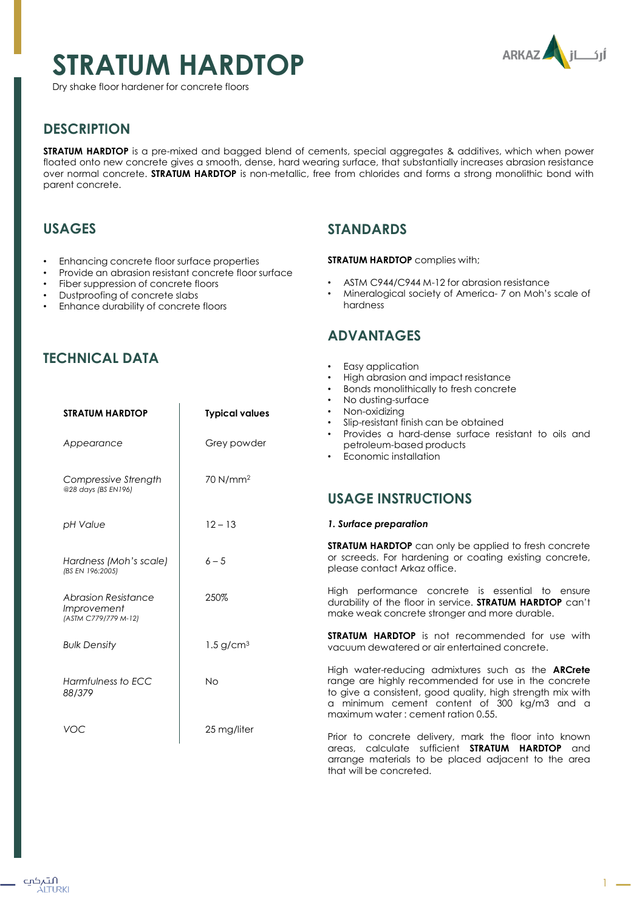# STRATUM HARDTOP

Dry shake floor hardener for concrete floors

## DESCRIPTION

**STRATUM HARDTOP** is a pre-mixed and bagged blend of cements, special aggregates & additives, which when power floated onto new concrete gives a smooth, dense, hard wearing surface, that substantially increases abrasion resistance over normal concrete. **STRATUM HARDTOP** is non-metallic, free from chlorides and forms a strong monolithic bond with parent concrete.

## USAGES

- Enhancing concrete floor surface properties
- Provide an abrasion resistant concrete floor surface
- Fiber suppression of concrete floors
- Dustproofing of concrete slabs
- Enhance durability of concrete floors

## TECHNICAL DATA

| STRATUM HARDTOP | Typical values |
|---|---|
| *Appearance* | Grey powder |
| *Compressive Strength* *@28 days (BS EN196)* | 70 $N/mm^2$ |
| *pH Value* | 12 – 13 |
| *Hardness (Moh's scale)* *(BS EN 196:2005)* | 6 – 5 |
| *Abrasion Resistance Improvement* *(ASTM C779/779 M-12)* | 250% |
| *Bulk Density* | 1.5 $g/cm^3$ |
| *Harmfulness to ECC 88/379* | No |
| *VOC* | 25 mg/liter |

## STANDARDS

**STRATUM HARDTOP** complies with;

- ASTM C944/C944 M-12 for abrasion resistance
- Mineralogical society of America- 7 on Moh's scale of hardness

## ADVANTAGES

- Easy application
- High abrasion and impact resistance
- Bonds monolithically to fresh concrete
- No dusting-surface
- Non-oxidizing
- Slip-resistant finish can be obtained
- Provides a hard-dense surface resistant to oils and petroleum-based products
- Economic installation

## USAGE INSTRUCTIONS

***1. Surface preparation***

**STRATUM HARDTOP** can only be applied to fresh concrete or screeds. For hardening or coating existing concrete, please contact Arkaz office.

High performance concrete is essential to ensure durability of the floor in service. **STRATUM HARDTOP** can't make weak concrete stronger and more durable.

**STRATUM HARDTOP** is not recommended for use with vacuum dewatered or air entertained concrete.

High water-reducing admixtures such as the **ARCrete** range are highly recommended for use in the concrete to give a consistent, good quality, high strength mix with a minimum cement content of 300 kg/m3 and a maximum water : cement ration 0.55.

Prior to concrete delivery, mark the floor into known areas, calculate sufficient **STRATUM HARDTOP** and arrange materials to be placed adjacent to the area that will be concreted.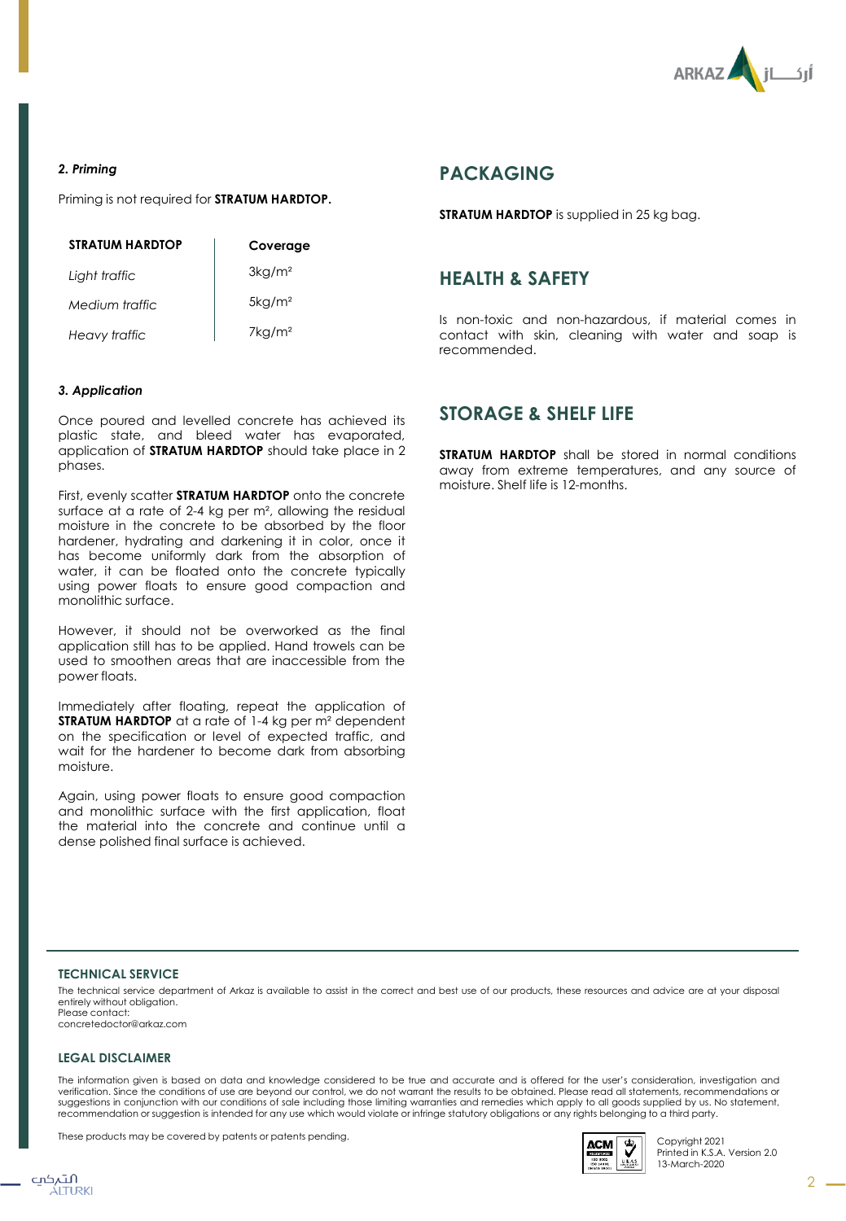***2. Priming***

Priming is not required for **STRATUM HARDTOP.**

| **STRATUM HARDTOP** | **Coverage** |
|---|---|
| *Light traffic* | 3kg/m² |
| *Medium traffic* | 5kg/m² |
| *Heavy traffic* | 7kg/m² |

***3. Application***

Once poured and levelled concrete has achieved its plastic state, and bleed water has evaporated, application of **STRATUM HARDTOP** should take place in 2 phases.

First, evenly scatter **STRATUM HARDTOP** onto the concrete surface at a rate of 2-4 kg per m², allowing the residual moisture in the concrete to be absorbed by the floor hardener, hydrating and darkening it in color, once it has become uniformly dark from the absorption of water, it can be floated onto the concrete typically using power floats to ensure good compaction and monolithic surface.

However, it should not be overworked as the final application still has to be applied. Hand trowels can be used to smoothen areas that are inaccessible from the power floats.

Immediately after floating, repeat the application of **STRATUM HARDTOP** at a rate of 1-4 kg per m² dependent on the specification or level of expected traffic, and wait for the hardener to become dark from absorbing moisture.

Again, using power floats to ensure good compaction and monolithic surface with the first application, float the material into the concrete and continue until a dense polished final surface is achieved.

## PACKAGING

**STRATUM HARDTOP** is supplied in 25 kg bag.

## HEALTH & SAFETY

Is non-toxic and non-hazardous, if material comes in contact with skin, cleaning with water and soap is recommended.

## STORAGE & SHELF LIFE

**STRATUM HARDTOP** shall be stored in normal conditions away from extreme temperatures, and any source of moisture. Shelf life is 12-months.

### TECHNICAL SERVICE

The technical service department of Arkaz is available to assist in the correct and best use of our products, these resources and advice are at your disposal entirely without obligation.
Please contact:
concretedoctor@arkaz.com

### LEGAL DISCLAIMER

The information given is based on data and knowledge considered to be true and accurate and is offered for the user's consideration, investigation and verification. Since the conditions of use are beyond our control, we do not warrant the results to be obtained. Please read all statements, recommendations or suggestions in conjunction with our conditions of sale including those limiting warranties and remedies which apply to all goods supplied by us. No statement, recommendation or suggestion is intended for any use which would violate or infringe statutory obligations or any rights belonging to a third party.

These products may be covered by patents or patents pending.

Copyright 2021
Printed in K.S.A. Version 2.0
13-March-2020